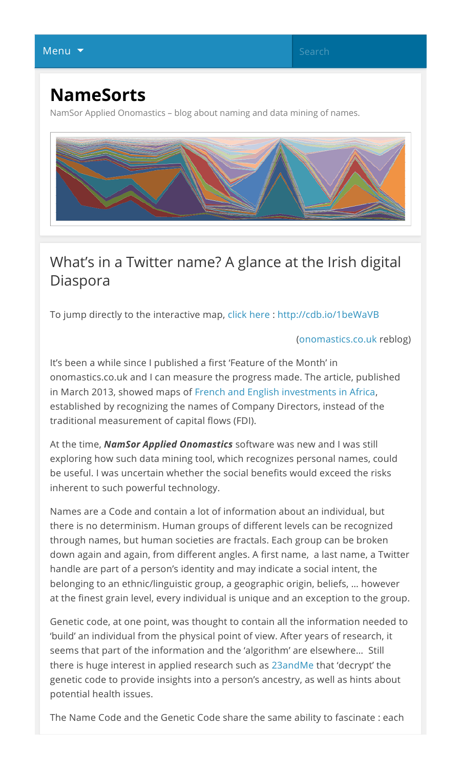# NameSorts

NamSor Applied Onomastics – blog about naming and data mining of names.

## What's in a Twitter name? A glance at the Irish digital Diaspora

To jump directly to the interactive map, click here : http://cdb.io/1beWaVB

(onomastics.co.uk reblog)

It's been a while since I published a first 'Feature of the Month' in onomastics.co.uk and I can measure the progress made. The article, published in March 2013, showed maps of French and English investments in Africa, established by recognizing the names of Company Directors, instead of the traditional measurement of capital flows (FDI).

At the time, ***NamSor Applied Onomastics*** software was new and I was still exploring how such data mining tool, which recognizes personal names, could be useful. I was uncertain whether the social benefits would exceed the risks inherent to such powerful technology.

Names are a Code and contain a lot of information about an individual, but there is no determinism. Human groups of different levels can be recognized through names, but human societies are fractals. Each group can be broken down again and again, from different angles. A first name, a last name, a Twitter handle are part of a person's identity and may indicate a social intent, the belonging to an ethnic/linguistic group, a geographic origin, beliefs, … however at the finest grain level, every individual is unique and an exception to the group.

Genetic code, at one point, was thought to contain all the information needed to 'build' an individual from the physical point of view. After years of research, it seems that part of the information and the 'algorithm' are elsewhere… Still there is huge interest in applied research such as 23andMe that 'decrypt' the genetic code to provide insights into a person's ancestry, as well as hints about potential health issues.

The Name Code and the Genetic Code share the same ability to fascinate : each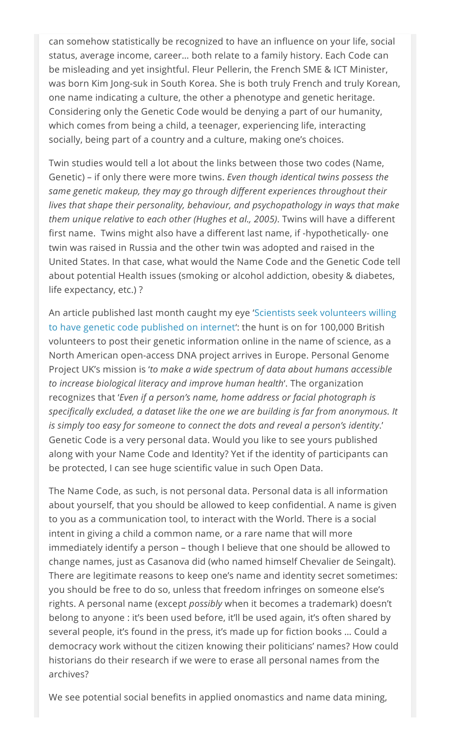can somehow statistically be recognized to have an influence on your life, social status, average income, career… both relate to a family history. Each Code can be misleading and yet insightful. Fleur Pellerin, the French SME & ICT Minister, was born Kim Jong-suk in South Korea. She is both truly French and truly Korean, one name indicating a culture, the other a phenotype and genetic heritage. Considering only the Genetic Code would be denying a part of our humanity, which comes from being a child, a teenager, experiencing life, interacting socially, being part of a country and a culture, making one's choices.

Twin studies would tell a lot about the links between those two codes (Name, Genetic) – if only there were more twins. *Even though identical twins possess the same genetic makeup, they may go through different experiences throughout their lives that shape their personality, behaviour, and psychopathology in ways that make them unique relative to each other (Hughes et al., 2005)*. Twins will have a different first name. Twins might also have a different last name, if -hypothetically- one twin was raised in Russia and the other twin was adopted and raised in the United States. In that case, what would the Name Code and the Genetic Code tell about potential Health issues (smoking or alcohol addiction, obesity & diabetes, life expectancy, etc.) ?

An article published last month caught my eye 'Scientists seek volunteers willing to have genetic code published on internet': the hunt is on for 100,000 British volunteers to post their genetic information online in the name of science, as a North American open-access DNA project arrives in Europe. Personal Genome Project UK's mission is '*to make a wide spectrum of data about humans accessible to increase biological literacy and improve human health*'. The organization recognizes that '*Even if a person's name, home address or facial photograph is specifically excluded, a dataset like the one we are building is far from anonymous. It is simply too easy for someone to connect the dots and reveal a person's identity*.' Genetic Code is a very personal data. Would you like to see yours published along with your Name Code and Identity? Yet if the identity of participants can be protected, I can see huge scientific value in such Open Data.

The Name Code, as such, is not personal data. Personal data is all information about yourself, that you should be allowed to keep confidential. A name is given to you as a communication tool, to interact with the World. There is a social intent in giving a child a common name, or a rare name that will more immediately identify a person – though I believe that one should be allowed to change names, just as Casanova did (who named himself Chevalier de Seingalt). There are legitimate reasons to keep one's name and identity secret sometimes: you should be free to do so, unless that freedom infringes on someone else's rights. A personal name (except *possibly* when it becomes a trademark) doesn't belong to anyone : it's been used before, it'll be used again, it's often shared by several people, it's found in the press, it's made up for fiction books … Could a democracy work without the citizen knowing their politicians' names? How could historians do their research if we were to erase all personal names from the archives?

We see potential social benefits in applied onomastics and name data mining,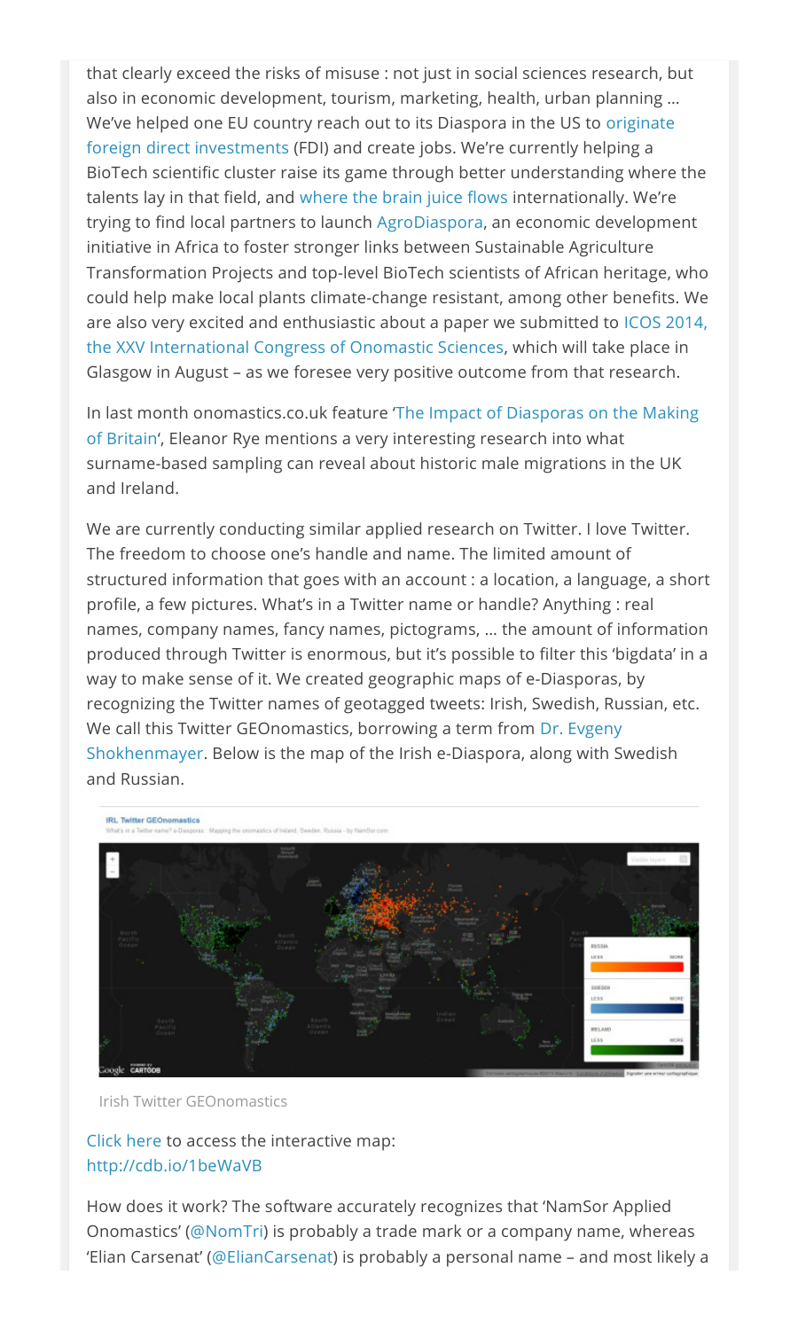that clearly exceed the risks of misuse : not just in social sciences research, but also in economic development, tourism, marketing, health, urban planning … We've helped one EU country reach out to its Diaspora in the US to originate foreign direct investments (FDI) and create jobs. We're currently helping a BioTech scientific cluster raise its game through better understanding where the talents lay in that field, and where the brain juice flows internationally. We're trying to find local partners to launch AgroDiaspora, an economic development initiative in Africa to foster stronger links between Sustainable Agriculture Transformation Projects and top-level BioTech scientists of African heritage, who could help make local plants climate-change resistant, among other benefits. We are also very excited and enthusiastic about a paper we submitted to ICOS 2014, the XXV International Congress of Onomastic Sciences, which will take place in Glasgow in August – as we foresee very positive outcome from that research.

In last month onomastics.co.uk feature 'The Impact of Diasporas on the Making of Britain', Eleanor Rye mentions a very interesting research into what surname-based sampling can reveal about historic male migrations in the UK and Ireland.

We are currently conducting similar applied research on Twitter. I love Twitter. The freedom to choose one's handle and name. The limited amount of structured information that goes with an account : a location, a language, a short profile, a few pictures. What's in a Twitter name or handle? Anything : real names, company names, fancy names, pictograms, … the amount of information produced through Twitter is enormous, but it's possible to filter this 'bigdata' in a way to make sense of it. We created geographic maps of e-Diasporas, by recognizing the Twitter names of geotagged tweets: Irish, Swedish, Russian, etc. We call this Twitter GEOnomastics, borrowing a term from Dr. Evgeny Shokhenmayer. Below is the map of the Irish e-Diaspora, along with Swedish and Russian.

Irish Twitter GEOnomastics

Click here to access the interactive map: http://cdb.io/1beWaVB

How does it work? The software accurately recognizes that 'NamSor Applied Onomastics' (@NomTri) is probably a trade mark or a company name, whereas 'Elian Carsenat' (@ElianCarsenat) is probably a personal name – and most likely a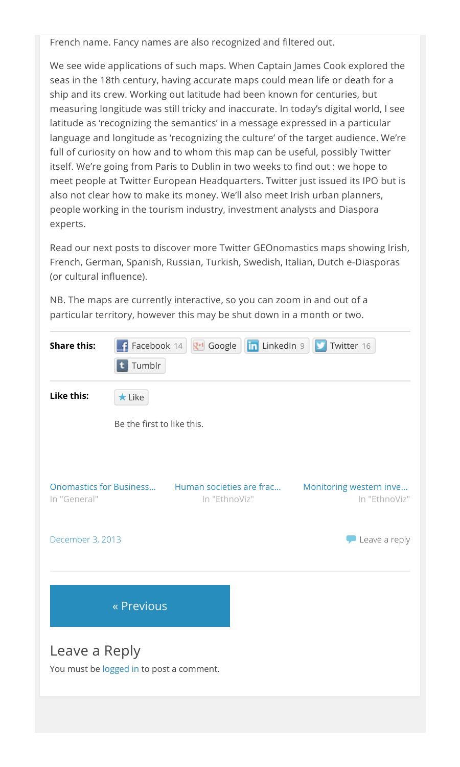French name. Fancy names are also recognized and filtered out.

We see wide applications of such maps. When Captain James Cook explored the seas in the 18th century, having accurate maps could mean life or death for a ship and its crew. Working out latitude had been known for centuries, but measuring longitude was still tricky and inaccurate. In today's digital world, I see latitude as 'recognizing the semantics' in a message expressed in a particular language and longitude as 'recognizing the culture' of the target audience. We're full of curiosity on how and to whom this map can be useful, possibly Twitter itself. We're going from Paris to Dublin in two weeks to find out : we hope to meet people at Twitter European Headquarters. Twitter just issued its IPO but is also not clear how to make its money. We'll also meet Irish urban planners, people working in the tourism industry, investment analysts and Diaspora experts.

Read our next posts to discover more Twitter GEOnomastics maps showing Irish, French, German, Spanish, Russian, Turkish, Swedish, Italian, Dutch e-Diasporas (or cultural influence).

NB. The maps are currently interactive, so you can zoom in and out of a particular territory, however this may be shut down in a month or two.

**Share this:** Facebook 14 | Google | LinkedIn 9 | Twitter 16 | Tumblr

**Like this:** ★ Like

Be the first to like this.

Onomastics for Business… In "General"

Human societies are frac… In "EthnoViz"

Monitoring western inve… In "EthnoViz"

December 3, 2013

Leave a reply

« Previous

## Leave a Reply

You must be logged in to post a comment.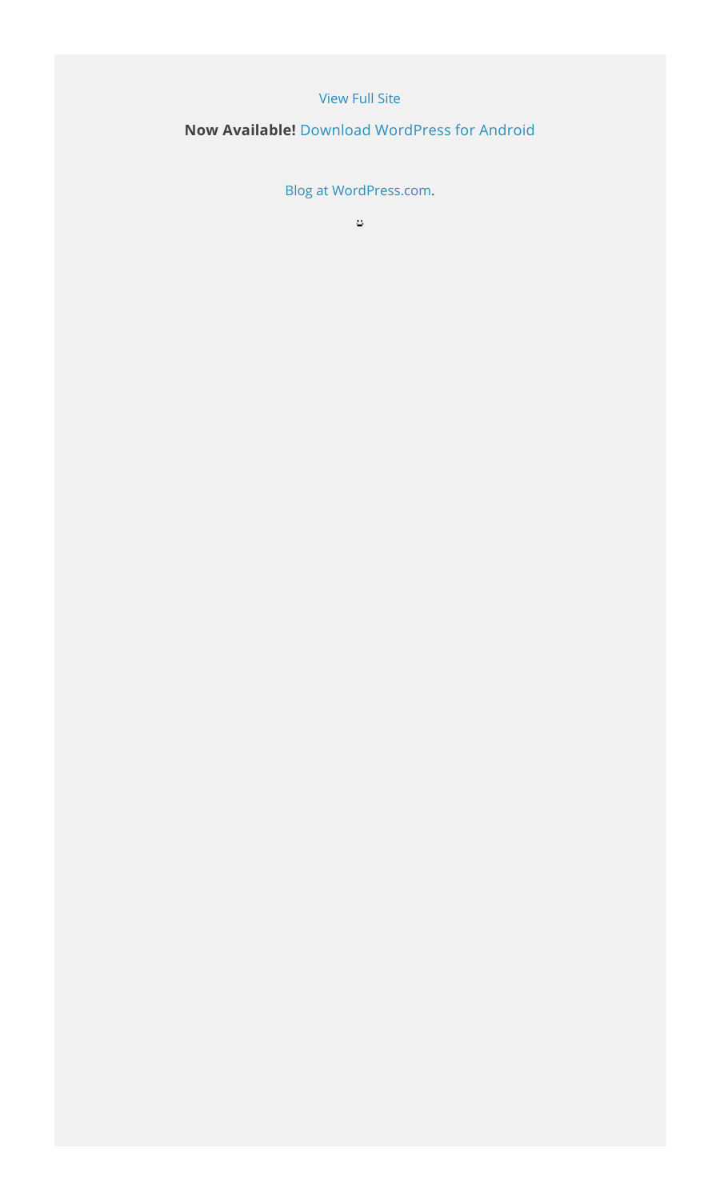View Full Site

**Now Available!** Download WordPress for Android

Blog at WordPress.com.